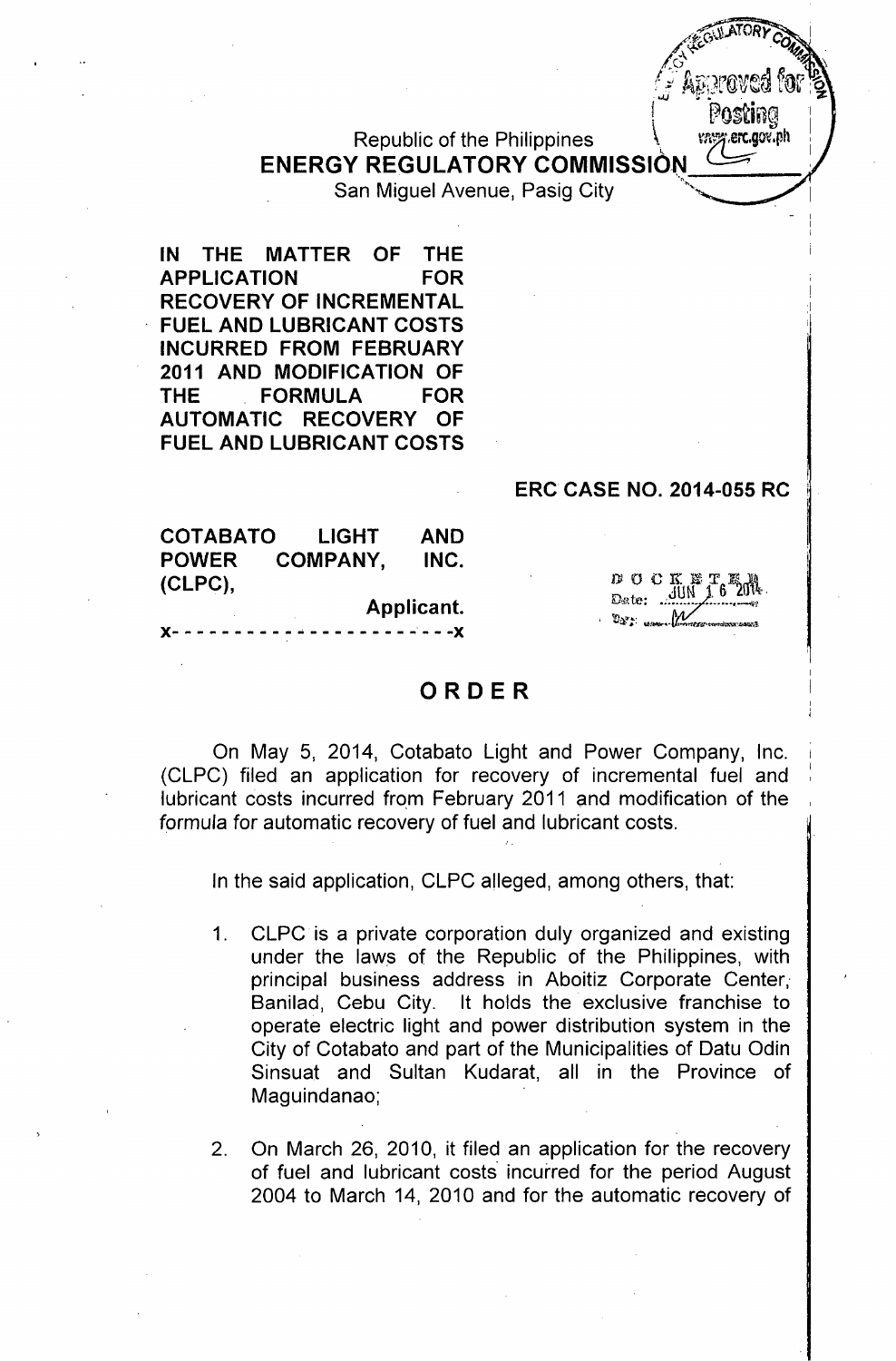Republic of the Philippines
**ENERGY REGULATORY COMMISSION**
San Miguel Avenue, Pasig City

**IN THE MATTER OF THE APPLICATION FOR RECOVERY OF INCREMENTAL FUEL AND LUBRICANT COSTS INCURRED FROM FEBRUARY 2011 AND MODIFICATION OF THE FORMULA FOR AUTOMATIC RECOVERY OF FUEL AND LUBRICANT COSTS**

**ERC CASE NO. 2014-055 RC**

**COTABATO LIGHT AND POWER COMPANY, INC. (CLPC),**
**Applicant.**
x- - - - - - - - - - - - - - - - - - - - - -x

DOCKETED
Date: JUN 16 2014

# ORDER

On May 5, 2014, Cotabato Light and Power Company, Inc. (CLPC) filed an application for recovery of incremental fuel and lubricant costs incurred from February 2011 and modification of the formula for automatic recovery of fuel and lubricant costs.

In the said application, CLPC alleged, among others, that:

1. CLPC is a private corporation duly organized and existing under the laws of the Republic of the Philippines, with principal business address in Aboitiz Corporate Center, Banilad, Cebu City. It holds the exclusive franchise to operate electric light and power distribution system in the City of Cotabato and part of the Municipalities of Datu Odin Sinsuat and Sultan Kudarat, all in the Province of Maguindanao;

2. On March 26, 2010, it filed an application for the recovery of fuel and lubricant costs incurred for the period August 2004 to March 14, 2010 and for the automatic recovery of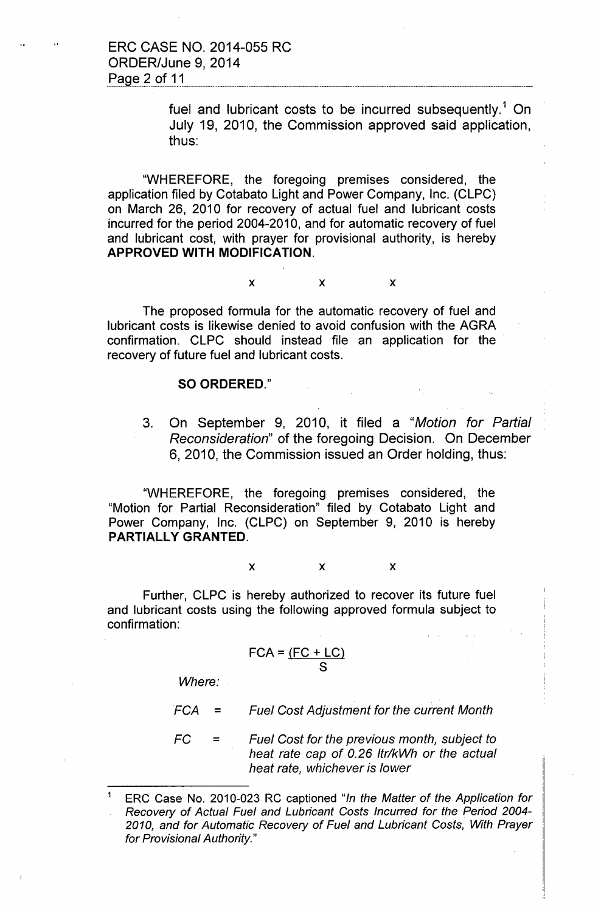fuel and lubricant costs to be incurred subsequently.[1] On July 19, 2010, the Commission approved said application, thus:

"WHEREFORE, the foregoing premises considered, the application filed by Cotabato Light and Power Company, Inc. (CLPC) on March 26, 2010 for recovery of actual fuel and lubricant costs incurred for the period 2004-2010, and for automatic recovery of fuel and lubricant cost, with prayer for provisional authority, is hereby **APPROVED WITH MODIFICATION**.

x x x

The proposed formula for the automatic recovery of fuel and lubricant costs is likewise denied to avoid confusion with the AGRA confirmation. CLPC should instead file an application for the recovery of future fuel and lubricant costs.

**SO ORDERED.**"

3. On September 9, 2010, it filed a "*Motion for Partial Reconsideration*" of the foregoing Decision. On December 6, 2010, the Commission issued an Order holding, thus:

"WHEREFORE, the foregoing premises considered, the "Motion for Partial Reconsideration" filed by Cotabato Light and Power Company, Inc. (CLPC) on September 9, 2010 is hereby **PARTIALLY GRANTED**.

x x x

Further, CLPC is hereby authorized to recover its future fuel and lubricant costs using the following approved formula subject to confirmation:

$$FCA = \frac{(FC + LC)}{S}$$

*Where:*

*FCA* = *Fuel Cost Adjustment for the current Month*

*FC* = *Fuel Cost for the previous month, subject to heat rate cap of 0.26 ltr/kWh or the actual heat rate, whichever is lower*

---

[1] ERC Case No. 2010-023 RC captioned "*In the Matter of the Application for Recovery of Actual Fuel and Lubricant Costs Incurred for the Period 2004-2010, and for Automatic Recovery of Fuel and Lubricant Costs, With Prayer for Provisional Authority.*"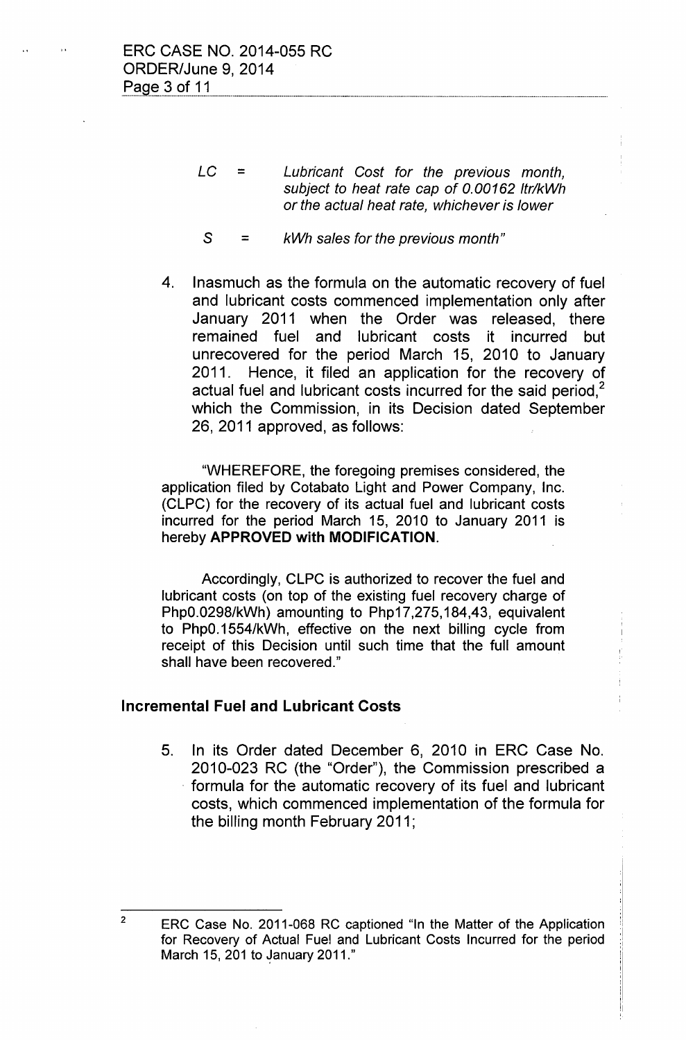$LC$ = *Lubricant Cost for the previous month, subject to heat rate cap of 0.00162 ltr/kWh or the actual heat rate, whichever is lower*

$S$ = *kWh sales for the previous month"*

4. Inasmuch as the formula on the automatic recovery of fuel and lubricant costs commenced implementation only after January 2011 when the Order was released, there remained fuel and lubricant costs it incurred but unrecovered for the period March 15, 2010 to January 2011. Hence, it filed an application for the recovery of actual fuel and lubricant costs incurred for the said period,[2] which the Commission, in its Decision dated September 26, 2011 approved, as follows:

"WHEREFORE, the foregoing premises considered, the application filed by Cotabato Light and Power Company, Inc. (CLPC) for the recovery of its actual fuel and lubricant costs incurred for the period March 15, 2010 to January 2011 is hereby **APPROVED with MODIFICATION**.

Accordingly, CLPC is authorized to recover the fuel and lubricant costs (on top of the existing fuel recovery charge of Php0.0298/kWh) amounting to Php17,275,184,43, equivalent to Php0.1554/kWh, effective on the next billing cycle from receipt of this Decision until such time that the full amount shall have been recovered."

### Incremental Fuel and Lubricant Costs

5. In its Order dated December 6, 2010 in ERC Case No. 2010-023 RC (the "Order"), the Commission prescribed a formula for the automatic recovery of its fuel and lubricant costs, which commenced implementation of the formula for the billing month February 2011;

---

[2] ERC Case No. 2011-068 RC captioned "In the Matter of the Application for Recovery of Actual Fuel and Lubricant Costs Incurred for the period March 15, 201 to January 2011."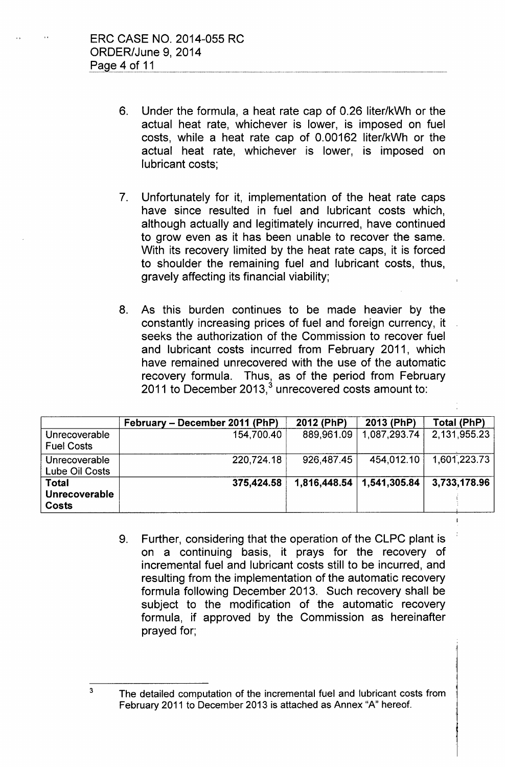6. Under the formula, a heat rate cap of 0.26 liter/kWh or the actual heat rate, whichever is lower, is imposed on fuel costs, while a heat rate cap of 0.00162 liter/kWh or the actual heat rate, whichever is lower, is imposed on lubricant costs;

7. Unfortunately for it, implementation of the heat rate caps have since resulted in fuel and lubricant costs which, although actually and legitimately incurred, have continued to grow even as it has been unable to recover the same. With its recovery limited by the heat rate caps, it is forced to shoulder the remaining fuel and lubricant costs, thus, gravely affecting its financial viability;

8. As this burden continues to be made heavier by the constantly increasing prices of fuel and foreign currency, it seeks the authorization of the Commission to recover fuel and lubricant costs incurred from February 2011, which have remained unrecovered with the use of the automatic recovery formula. Thus, as of the period from February 2011 to December 2013,[3] unrecovered costs amount to:

| | February – December 2011 (PhP) | 2012 (PhP) | 2013 (PhP) | Total (PhP) |
|---|---|---|---|---|
| Unrecoverable Fuel Costs | 154,700.40 | 889,961.09 | 1,087,293.74 | 2,131,955.23 |
| Unrecoverable Lube Oil Costs | 220,724.18 | 926,487.45 | 454,012.10 | 1,601,223.73 |
| **Total Unrecoverable Costs** | **375,424.58** | **1,816,448.54** | **1,541,305.84** | **3,733,178.96** |

9. Further, considering that the operation of the CLPC plant is on a continuing basis, it prays for the recovery of incremental fuel and lubricant costs still to be incurred, and resulting from the implementation of the automatic recovery formula following December 2013. Such recovery shall be subject to the modification of the automatic recovery formula, if approved by the Commission as hereinafter prayed for;

[3] The detailed computation of the incremental fuel and lubricant costs from February 2011 to December 2013 is attached as Annex "A" hereof.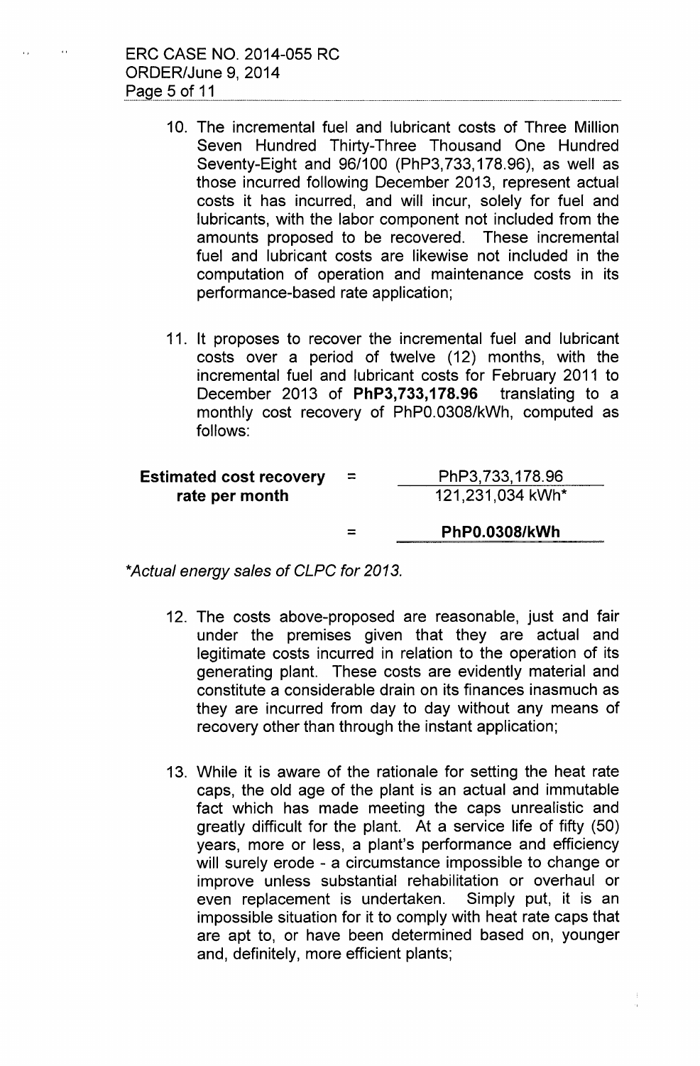10. The incremental fuel and lubricant costs of Three Million Seven Hundred Thirty-Three Thousand One Hundred Seventy-Eight and 96/100 (PhP3,733,178.96), as well as those incurred following December 2013, represent actual costs it has incurred, and will incur, solely for fuel and lubricants, with the labor component not included from the amounts proposed to be recovered. These incremental fuel and lubricant costs are likewise not included in the computation of operation and maintenance costs in its performance-based rate application;

11. It proposes to recover the incremental fuel and lubricant costs over a period of twelve (12) months, with the incremental fuel and lubricant costs for February 2011 to December 2013 of **PhP3,733,178.96** translating to a monthly cost recovery of PhP0.0308/kWh, computed as follows:

$$\textbf{Estimated cost recovery rate per month} = \frac{\text{PhP3,733,178.96}}{\text{121,231,034 kWh*}} = \textbf{PhP0.0308/kWh}$$

*Actual energy sales of CLPC for 2013.*

12. The costs above-proposed are reasonable, just and fair under the premises given that they are actual and legitimate costs incurred in relation to the operation of its generating plant. These costs are evidently material and constitute a considerable drain on its finances inasmuch as they are incurred from day to day without any means of recovery other than through the instant application;

13. While it is aware of the rationale for setting the heat rate caps, the old age of the plant is an actual and immutable fact which has made meeting the caps unrealistic and greatly difficult for the plant. At a service life of fifty (50) years, more or less, a plant's performance and efficiency will surely erode - a circumstance impossible to change or improve unless substantial rehabilitation or overhaul or even replacement is undertaken. Simply put, it is an impossible situation for it to comply with heat rate caps that are apt to, or have been determined based on, younger and, definitely, more efficient plants;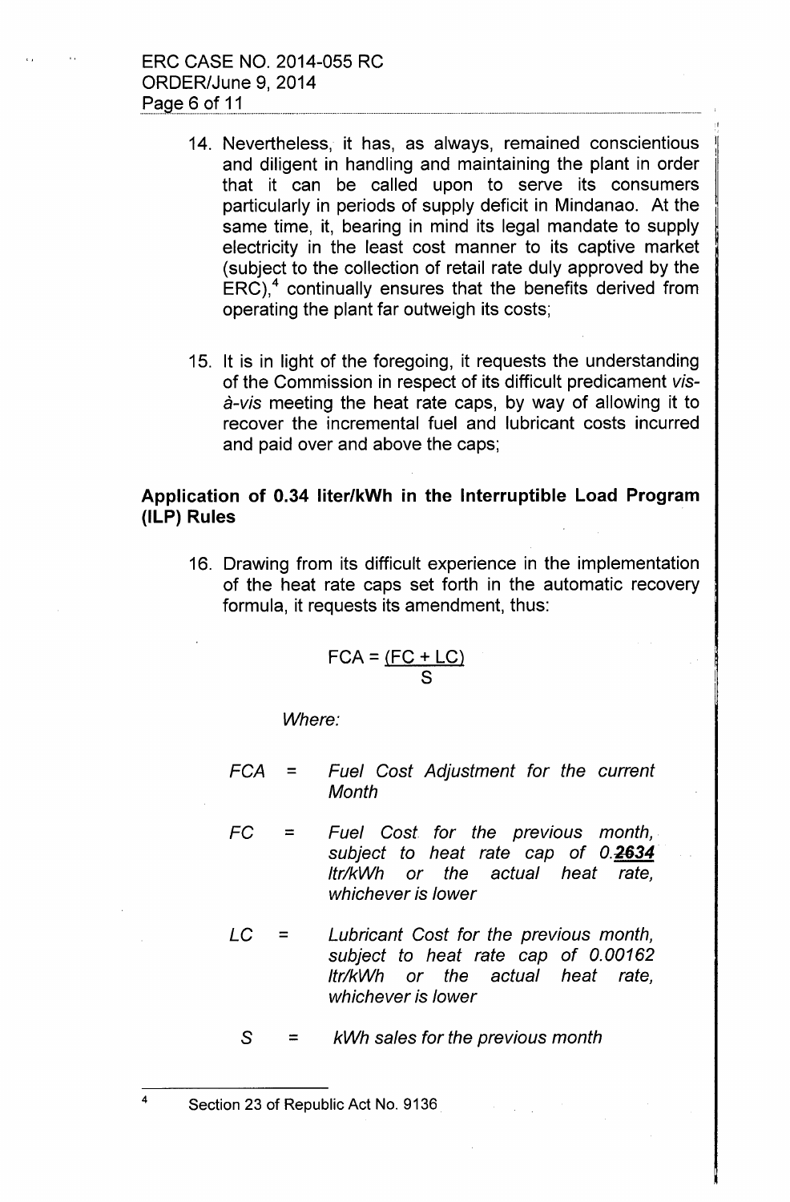14. Nevertheless, it has, as always, remained conscientious and diligent in handling and maintaining the plant in order that it can be called upon to serve its consumers particularly in periods of supply deficit in Mindanao. At the same time, it, bearing in mind its legal mandate to supply electricity in the least cost manner to its captive market (subject to the collection of retail rate duly approved by the ERC),[4] continually ensures that the benefits derived from operating the plant far outweigh its costs;

15. It is in light of the foregoing, it requests the understanding of the Commission in respect of its difficult predicament *vis-à-vis* meeting the heat rate caps, by way of allowing it to recover the incremental fuel and lubricant costs incurred and paid over and above the caps;

**Application of 0.34 liter/kWh in the Interruptible Load Program (ILP) Rules**

16. Drawing from its difficult experience in the implementation of the heat rate caps set forth in the automatic recovery formula, it requests its amendment, thus:

$$FCA = \frac{(FC + LC)}{S}$$

*Where:*

*FCA* = *Fuel Cost Adjustment for the current Month*

*FC* = *Fuel Cost for the previous month, subject to heat rate cap of 0.**2634** ltr/kWh or the actual heat rate, whichever is lower*

*LC* = *Lubricant Cost for the previous month, subject to heat rate cap of 0.00162 ltr/kWh or the actual heat rate, whichever is lower*

*S* = *kWh sales for the previous month*

---

[4] Section 23 of Republic Act No. 9136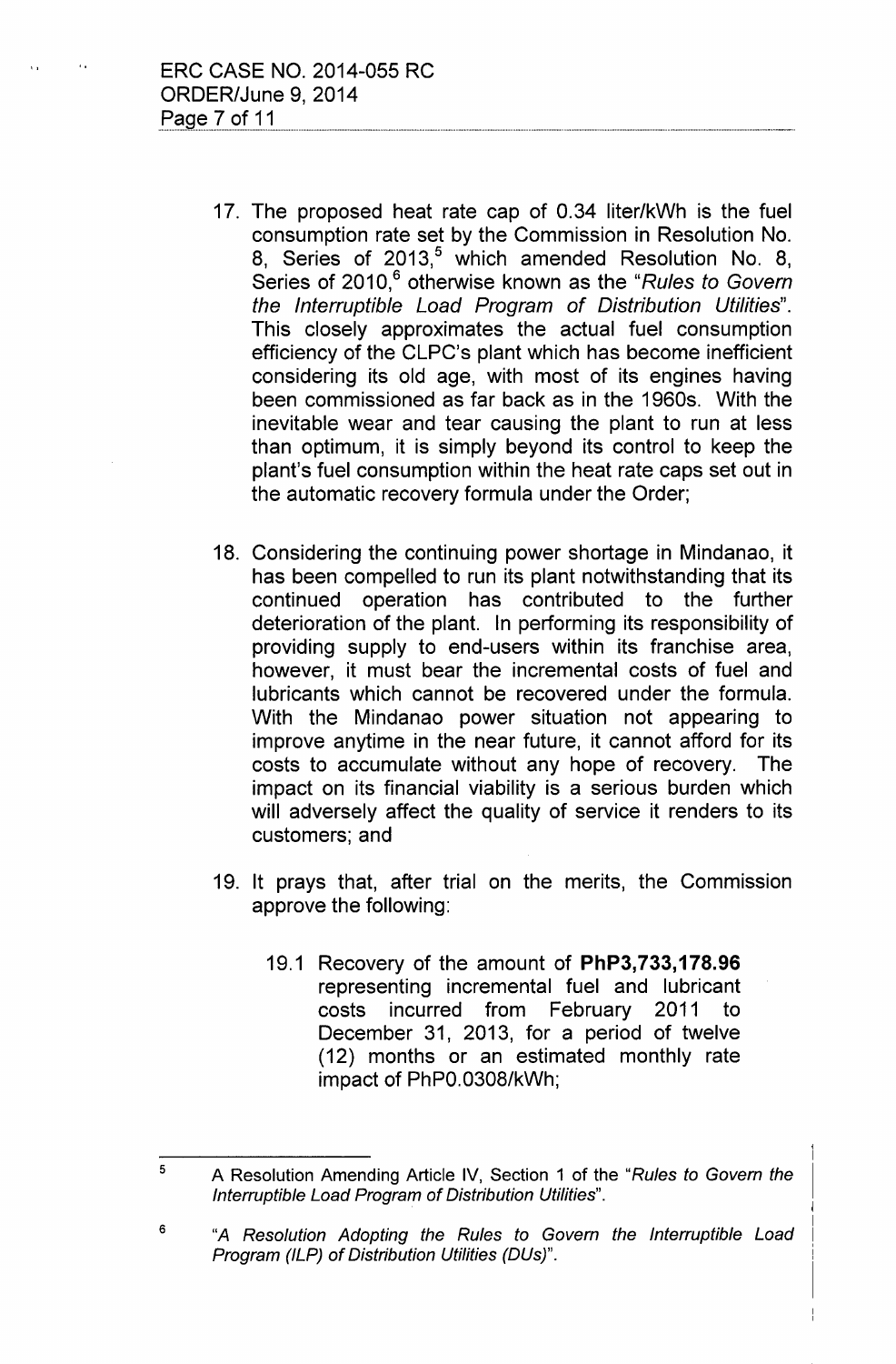17. The proposed heat rate cap of 0.34 liter/kWh is the fuel consumption rate set by the Commission in Resolution No. 8, Series of 2013,[5] which amended Resolution No. 8, Series of 2010,[6] otherwise known as the "*Rules to Govern the Interruptible Load Program of Distribution Utilities*". This closely approximates the actual fuel consumption efficiency of the CLPC's plant which has become inefficient considering its old age, with most of its engines having been commissioned as far back as in the 1960s. With the inevitable wear and tear causing the plant to run at less than optimum, it is simply beyond its control to keep the plant's fuel consumption within the heat rate caps set out in the automatic recovery formula under the Order;

18. Considering the continuing power shortage in Mindanao, it has been compelled to run its plant notwithstanding that its continued operation has contributed to the further deterioration of the plant. In performing its responsibility of providing supply to end-users within its franchise area, however, it must bear the incremental costs of fuel and lubricants which cannot be recovered under the formula. With the Mindanao power situation not appearing to improve anytime in the near future, it cannot afford for its costs to accumulate without any hope of recovery. The impact on its financial viability is a serious burden which will adversely affect the quality of service it renders to its customers; and

19. It prays that, after trial on the merits, the Commission approve the following:

    19.1 Recovery of the amount of **PhP3,733,178.96** representing incremental fuel and lubricant costs incurred from February 2011 to December 31, 2013, for a period of twelve (12) months or an estimated monthly rate impact of PhP0.0308/kWh;

---

[5] A Resolution Amending Article IV, Section 1 of the "*Rules to Govern the Interruptible Load Program of Distribution Utilities*".

[6] "*A Resolution Adopting the Rules to Govern the Interruptible Load Program (ILP) of Distribution Utilities (DUs)*".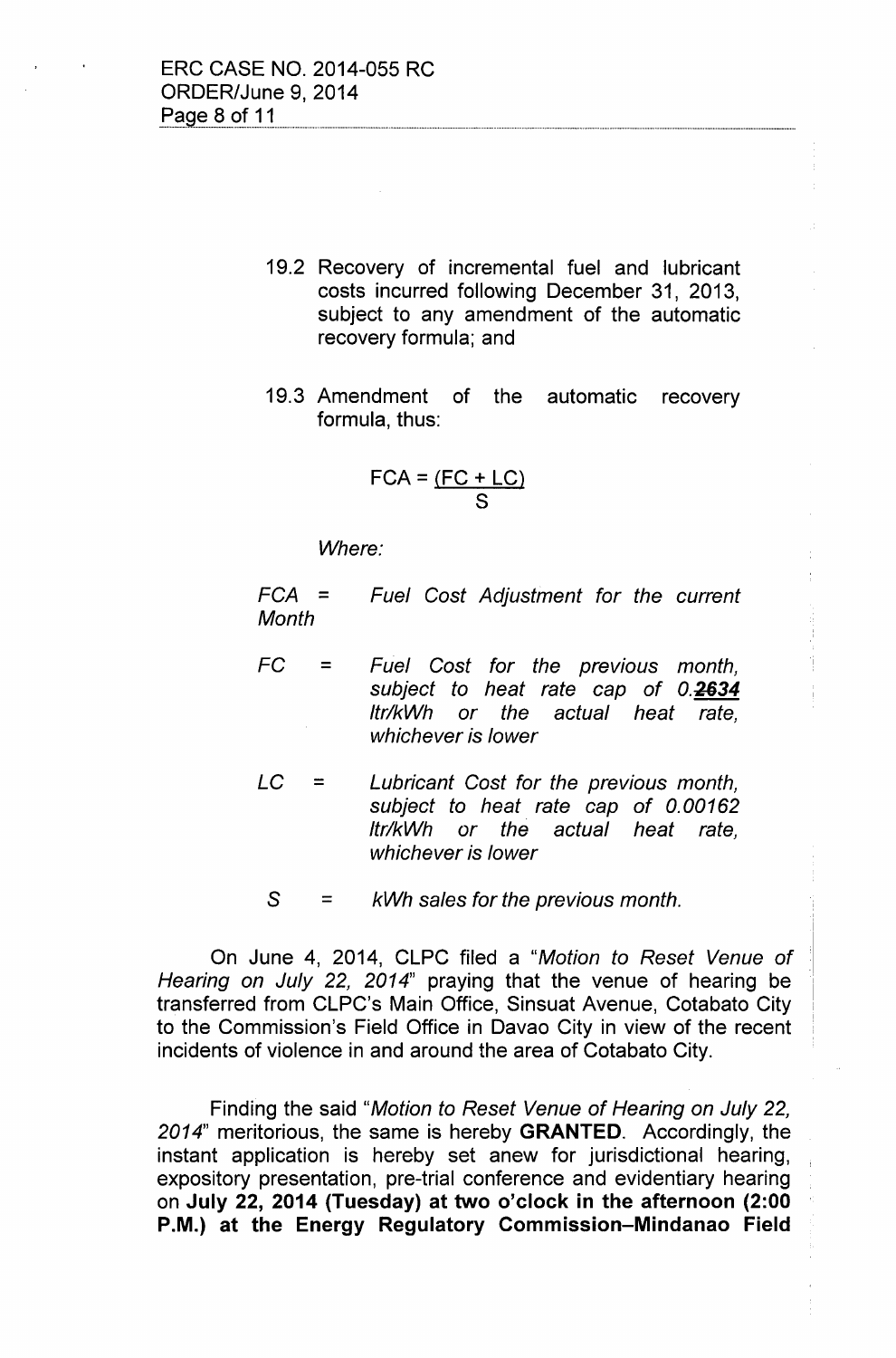19.2 Recovery of incremental fuel and lubricant costs incurred following December 31, 2013, subject to any amendment of the automatic recovery formula; and

19.3 Amendment of the automatic recovery formula, thus:

$$FCA = \frac{(FC + LC)}{S}$$

*Where:*

*FCA = Fuel Cost Adjustment for the current Month*

*FC = Fuel Cost for the previous month, subject to heat rate cap of 0.**2634** ltr/kWh or the actual heat rate, whichever is lower*

*LC = Lubricant Cost for the previous month, subject to heat rate cap of 0.00162 ltr/kWh or the actual heat rate, whichever is lower*

*S = kWh sales for the previous month.*

On June 4, 2014, CLPC filed a "*Motion to Reset Venue of Hearing on July 22, 2014*" praying that the venue of hearing be transferred from CLPC's Main Office, Sinsuat Avenue, Cotabato City to the Commission's Field Office in Davao City in view of the recent incidents of violence in and around the area of Cotabato City.

Finding the said "*Motion to Reset Venue of Hearing on July 22, 2014*" meritorious, the same is hereby **GRANTED**. Accordingly, the instant application is hereby set anew for jurisdictional hearing, expository presentation, pre-trial conference and evidentiary hearing on **July 22, 2014 (Tuesday) at two o'clock in the afternoon (2:00 P.M.) at the Energy Regulatory Commission–Mindanao Field**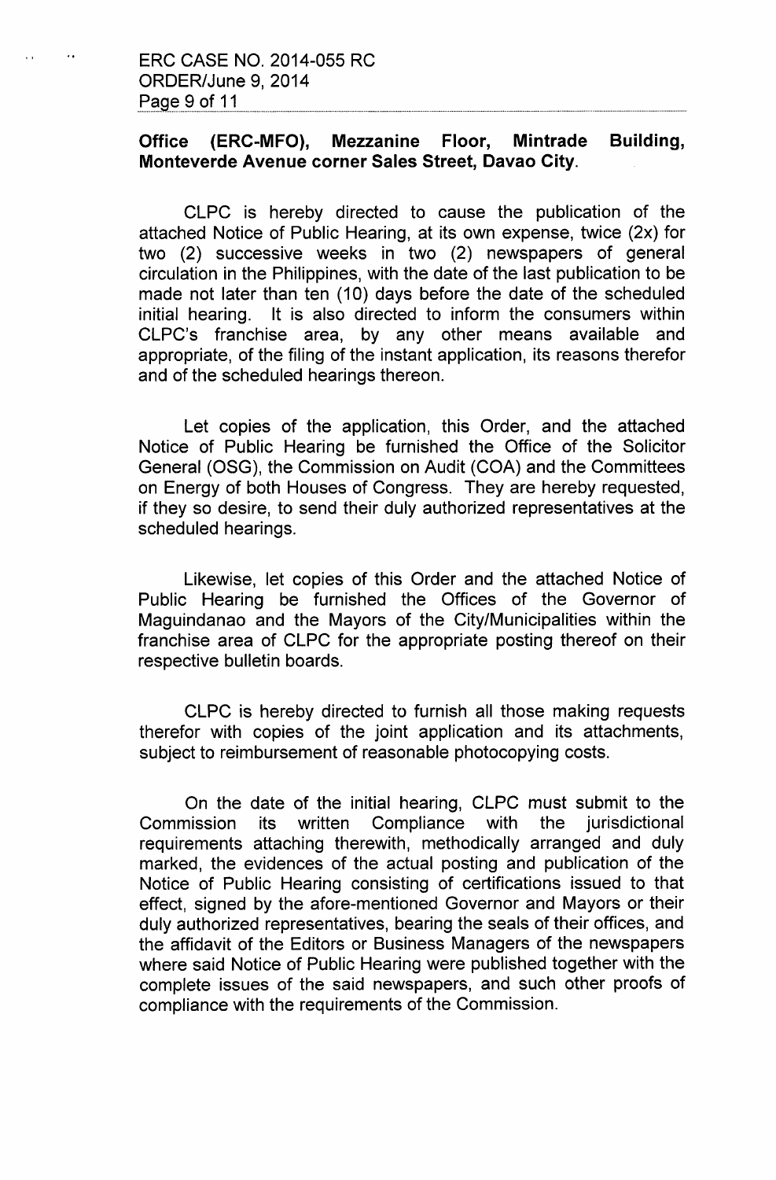**Office (ERC-MFO), Mezzanine Floor, Mintrade Building, Monteverde Avenue corner Sales Street, Davao City.**

CLPC is hereby directed to cause the publication of the attached Notice of Public Hearing, at its own expense, twice (2x) for two (2) successive weeks in two (2) newspapers of general circulation in the Philippines, with the date of the last publication to be made not later than ten (10) days before the date of the scheduled initial hearing. It is also directed to inform the consumers within CLPC's franchise area, by any other means available and appropriate, of the filing of the instant application, its reasons therefor and of the scheduled hearings thereon.

Let copies of the application, this Order, and the attached Notice of Public Hearing be furnished the Office of the Solicitor General (OSG), the Commission on Audit (COA) and the Committees on Energy of both Houses of Congress. They are hereby requested, if they so desire, to send their duly authorized representatives at the scheduled hearings.

Likewise, let copies of this Order and the attached Notice of Public Hearing be furnished the Offices of the Governor of Maguindanao and the Mayors of the City/Municipalities within the franchise area of CLPC for the appropriate posting thereof on their respective bulletin boards.

CLPC is hereby directed to furnish all those making requests therefor with copies of the joint application and its attachments, subject to reimbursement of reasonable photocopying costs.

On the date of the initial hearing, CLPC must submit to the Commission its written Compliance with the jurisdictional requirements attaching therewith, methodically arranged and duly marked, the evidences of the actual posting and publication of the Notice of Public Hearing consisting of certifications issued to that effect, signed by the afore-mentioned Governor and Mayors or their duly authorized representatives, bearing the seals of their offices, and the affidavit of the Editors or Business Managers of the newspapers where said Notice of Public Hearing were published together with the complete issues of the said newspapers, and such other proofs of compliance with the requirements of the Commission.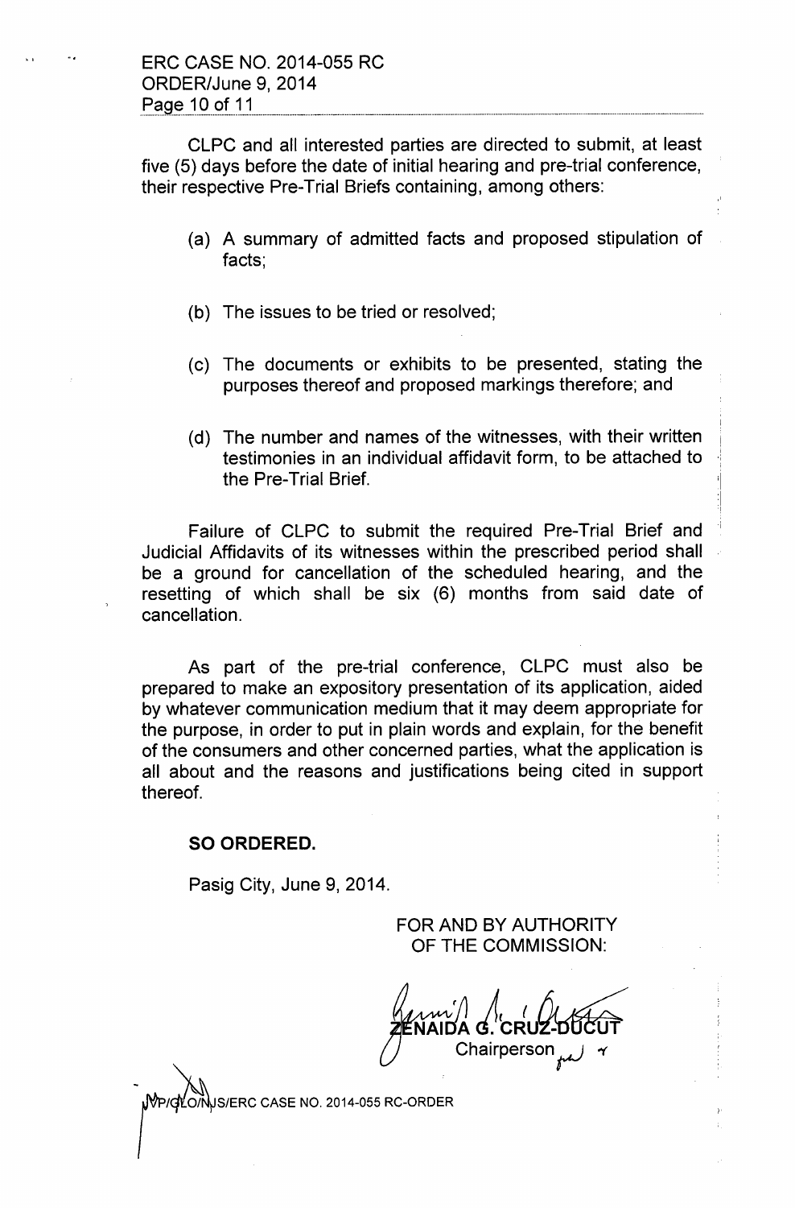CLPC and all interested parties are directed to submit, at least five (5) days before the date of initial hearing and pre-trial conference, their respective Pre-Trial Briefs containing, among others:

(a) A summary of admitted facts and proposed stipulation of facts;

(b) The issues to be tried or resolved;

(c) The documents or exhibits to be presented, stating the purposes thereof and proposed markings therefore; and

(d) The number and names of the witnesses, with their written testimonies in an individual affidavit form, to be attached to the Pre-Trial Brief.

Failure of CLPC to submit the required Pre-Trial Brief and Judicial Affidavits of its witnesses within the prescribed period shall be a ground for cancellation of the scheduled hearing, and the resetting of which shall be six (6) months from said date of cancellation.

As part of the pre-trial conference, CLPC must also be prepared to make an expository presentation of its application, aided by whatever communication medium that it may deem appropriate for the purpose, in order to put in plain words and explain, for the benefit of the consumers and other concerned parties, what the application is all about and the reasons and justifications being cited in support thereof.

**SO ORDERED.**

Pasig City, June 9, 2014.

FOR AND BY AUTHORITY
OF THE COMMISSION:

**ZENAIDA G. CRUZ-DUCUT**
Chairperson

VP/GLO/NJS/ERC CASE NO. 2014-055 RC-ORDER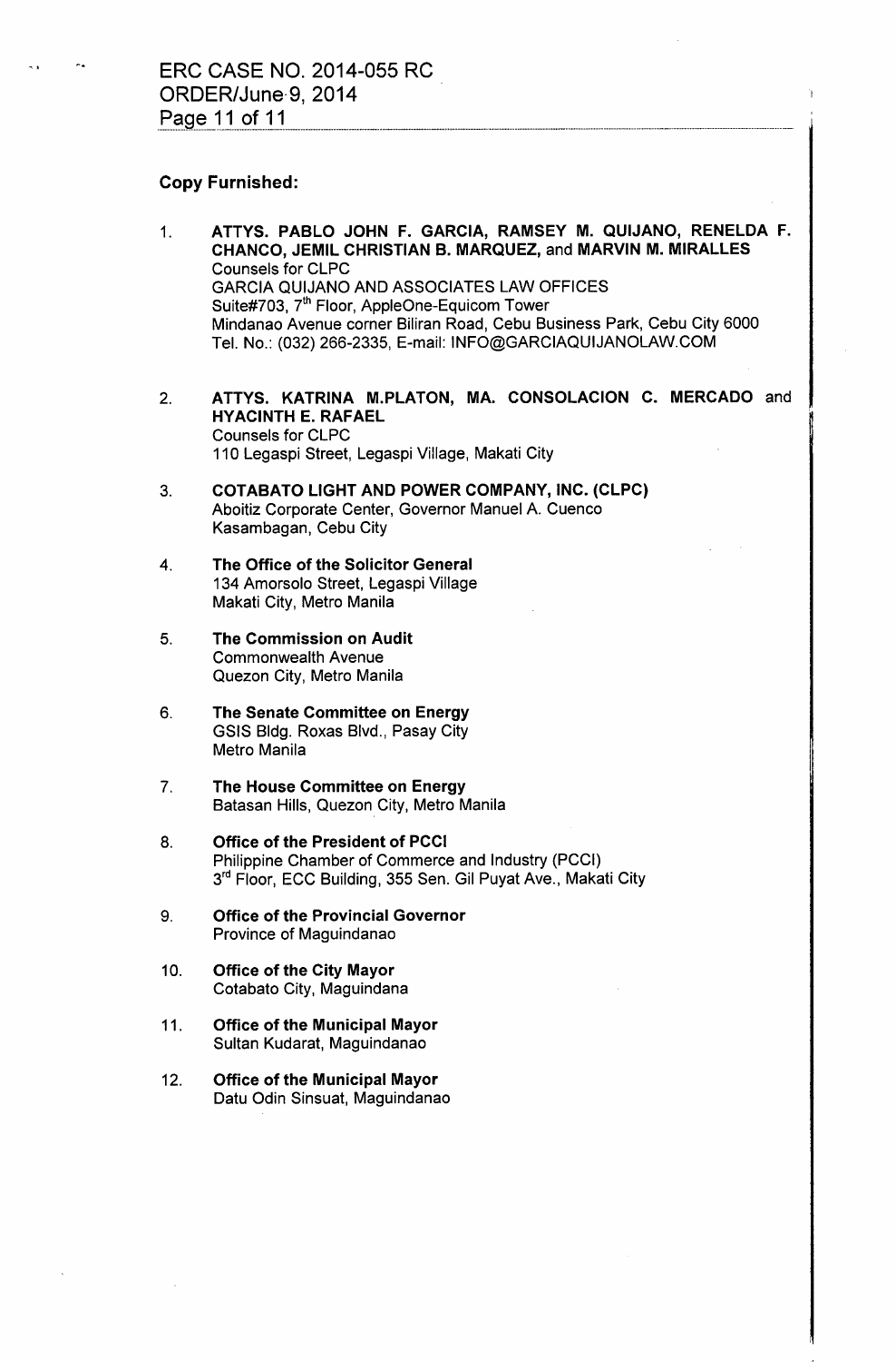**Copy Furnished:**

1. **ATTYS. PABLO JOHN F. GARCIA, RAMSEY M. QUIJANO, RENELDA F. CHANCO, JEMIL CHRISTIAN B. MARQUEZ, and MARVIN M. MIRALLES**
   Counsels for CLPC
   GARCIA QUIJANO AND ASSOCIATES LAW OFFICES
   Suite#703, 7th Floor, AppleOne-Equicom Tower
   Mindanao Avenue corner Biliran Road, Cebu Business Park, Cebu City 6000
   Tel. No.: (032) 266-2335, E-mail: INFO@GARCIAQUIJANOLAW.COM

2. **ATTYS. KATRINA M.PLATON, MA. CONSOLACION C. MERCADO** and **HYACINTH E. RAFAEL**
   Counsels for CLPC
   110 Legaspi Street, Legaspi Village, Makati City

3. **COTABATO LIGHT AND POWER COMPANY, INC. (CLPC)**
   Aboitiz Corporate Center, Governor Manuel A. Cuenco
   Kasambagan, Cebu City

4. **The Office of the Solicitor General**
   134 Amorsolo Street, Legaspi Village
   Makati City, Metro Manila

5. **The Commission on Audit**
   Commonwealth Avenue
   Quezon City, Metro Manila

6. **The Senate Committee on Energy**
   GSIS Bldg. Roxas Blvd., Pasay City
   Metro Manila

7. **The House Committee on Energy**
   Batasan Hills, Quezon City, Metro Manila

8. **Office of the President of PCCI**
   Philippine Chamber of Commerce and Industry (PCCI)
   3rd Floor, ECC Building, 355 Sen. Gil Puyat Ave., Makati City

9. **Office of the Provincial Governor**
   Province of Maguindanao

10. **Office of the City Mayor**
    Cotabato City, Maguindana

11. **Office of the Municipal Mayor**
    Sultan Kudarat, Maguindanao

12. **Office of the Municipal Mayor**
    Datu Odin Sinsuat, Maguindanao